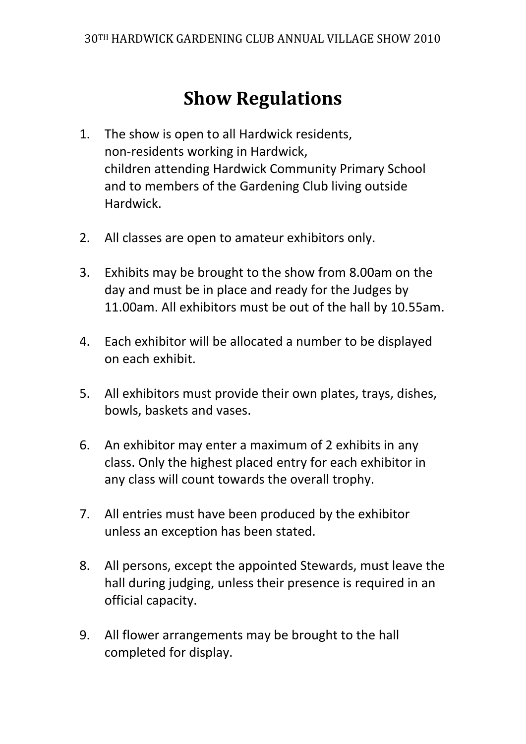# Show Regulations

1. The show is open to all Hardwick residents, non-residents working in Hardwick, children attending Hardwick Community Primary School and to members of the Gardening Club living outside Hardwick.

2. All classes are open to amateur exhibitors only.

3. Exhibits may be brought to the show from 8.00am on the day and must be in place and ready for the Judges by 11.00am. All exhibitors must be out of the hall by 10.55am.

4. Each exhibitor will be allocated a number to be displayed on each exhibit.

5. All exhibitors must provide their own plates, trays, dishes, bowls, baskets and vases.

6. An exhibitor may enter a maximum of 2 exhibits in any class. Only the highest placed entry for each exhibitor in any class will count towards the overall trophy.

7. All entries must have been produced by the exhibitor unless an exception has been stated.

8. All persons, except the appointed Stewards, must leave the hall during judging, unless their presence is required in an official capacity.

9. All flower arrangements may be brought to the hall completed for display.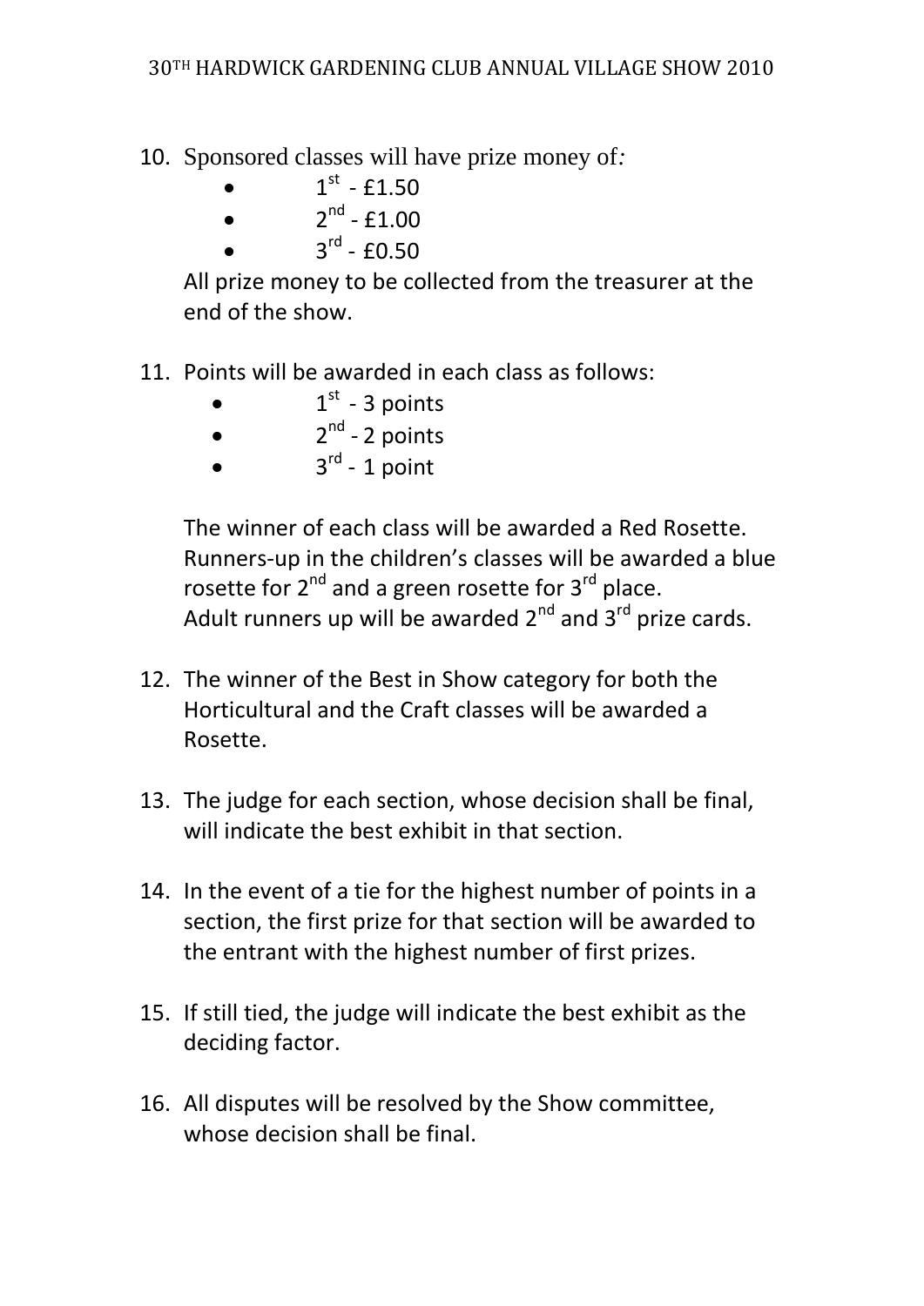10. Sponsored classes will have prize money of:
    - 1st - £1.50
    - 2nd - £1.00
    - 3rd - £0.50

    All prize money to be collected from the treasurer at the end of the show.

11. Points will be awarded in each class as follows:
    - 1st - 3 points
    - 2nd - 2 points
    - 3rd - 1 point

    The winner of each class will be awarded a Red Rosette. Runners-up in the children's classes will be awarded a blue rosette for 2nd and a green rosette for 3rd place. Adult runners up will be awarded 2nd and 3rd prize cards.

12. The winner of the Best in Show category for both the Horticultural and the Craft classes will be awarded a Rosette.

13. The judge for each section, whose decision shall be final, will indicate the best exhibit in that section.

14. In the event of a tie for the highest number of points in a section, the first prize for that section will be awarded to the entrant with the highest number of first prizes.

15. If still tied, the judge will indicate the best exhibit as the deciding factor.

16. All disputes will be resolved by the Show committee, whose decision shall be final.